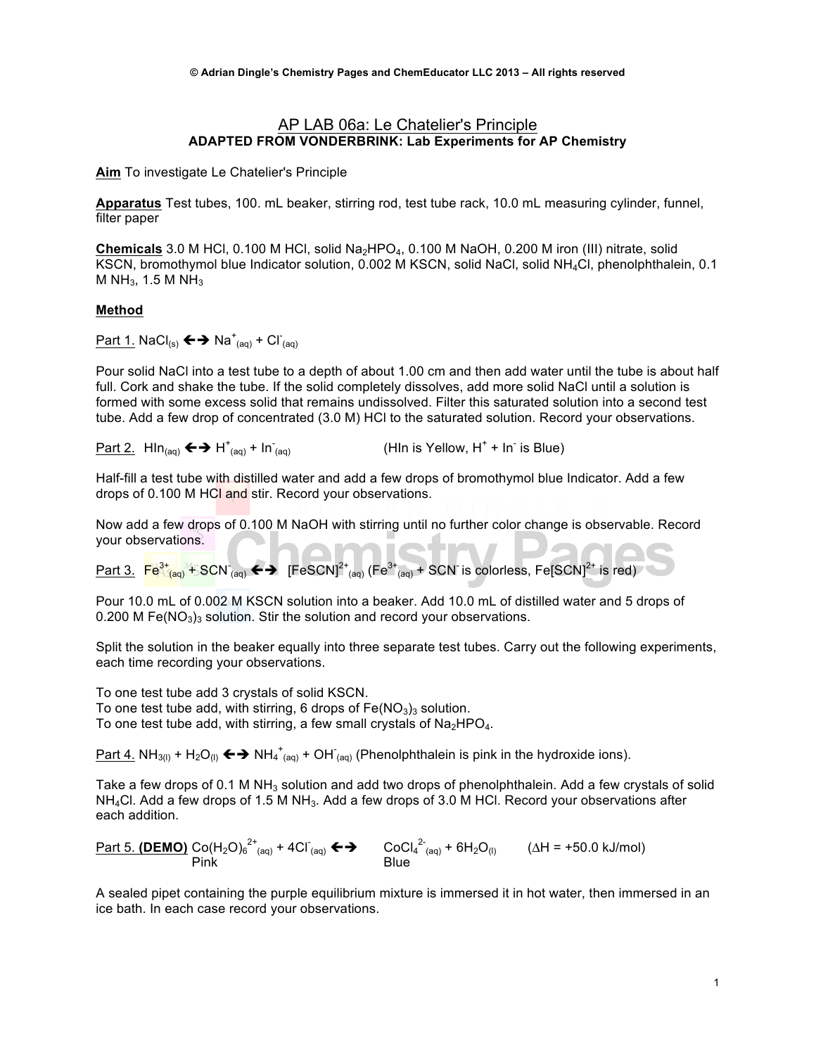© Adrian Dingle's Chemistry Pages and ChemEducator LLC 2013 – All rights reserved

# AP LAB 06a: Le Chatelier's Principle

**ADAPTED FROM VONDERBRINK: Lab Experiments for AP Chemistry**

**Aim** To investigate Le Chatelier's Principle

**Apparatus** Test tubes, 100. mL beaker, stirring rod, test tube rack, 10.0 mL measuring cylinder, funnel, filter paper

**Chemicals** 3.0 M HCl, 0.100 M HCl, solid $Na_2HPO_4$, 0.100 M NaOH, 0.200 M iron (III) nitrate, solid KSCN, bromothymol blue Indicator solution, 0.002 M KSCN, solid NaCl, solid $NH_4Cl$, phenolphthalein, 0.1 M $NH_3$, 1.5 M $NH_3$

## Method

Part 1. $NaCl_{(s)} \leftrightarrow Na^+_{(aq)} + Cl^-_{(aq)}$

Pour solid NaCl into a test tube to a depth of about 1.00 cm and then add water until the tube is about half full. Cork and shake the tube. If the solid completely dissolves, add more solid NaCl until a solution is formed with some excess solid that remains undissolved. Filter this saturated solution into a second test tube. Add a few drop of concentrated (3.0 M) HCl to the saturated solution. Record your observations.

Part 2. $HIn_{(aq)} \leftrightarrow H^+_{(aq)} + In^-_{(aq)}$ (HIn is Yellow, $H^+ + In^-$ is Blue)

Half-fill a test tube with distilled water and add a few drops of bromothymol blue Indicator. Add a few drops of 0.100 M HCl and stir. Record your observations.

Now add a few drops of 0.100 M NaOH with stirring until no further color change is observable. Record your observations.

Part 3. $Fe^{3+}_{(aq)} + SCN^-_{(aq)} \leftrightarrow [FeSCN]^{2+}_{(aq)}$ ($Fe^{3+}_{(aq)} + SCN^-$ is colorless, $Fe[SCN]^{2+}$ is red)

Pour 10.0 mL of 0.002 M KSCN solution into a beaker. Add 10.0 mL of distilled water and 5 drops of 0.200 M $Fe(NO_3)_3$ solution. Stir the solution and record your observations.

Split the solution in the beaker equally into three separate test tubes. Carry out the following experiments, each time recording your observations.

To one test tube add 3 crystals of solid KSCN.
To one test tube add, with stirring, 6 drops of $Fe(NO_3)_3$ solution.
To one test tube add, with stirring, a few small crystals of $Na_2HPO_4$.

Part 4. $NH_{3(l)} + H_2O_{(l)} \leftrightarrow NH_4^+{}_{(aq)} + OH^-_{(aq)}$ (Phenolphthalein is pink in the hydroxide ions).

Take a few drops of 0.1 M $NH_3$ solution and add two drops of phenolphthalein. Add a few crystals of solid $NH_4Cl$. Add a few drops of 1.5 M $NH_3$. Add a few drops of 3.0 M HCl. Record your observations after each addition.

Part 5. **(DEMO)** $Co(H_2O)_6^{2+}{}_{(aq)} + 4Cl^-_{(aq)} \leftrightarrow CoCl_4^{2-}{}_{(aq)} + 6H_2O_{(l)}$ ($\Delta H = +50.0$ kJ/mol)

(Pink: $Co(H_2O)_6^{2+}$; Blue: $CoCl_4^{2-}$)

A sealed pipet containing the purple equilibrium mixture is immersed it in hot water, then immersed in an ice bath. In each case record your observations.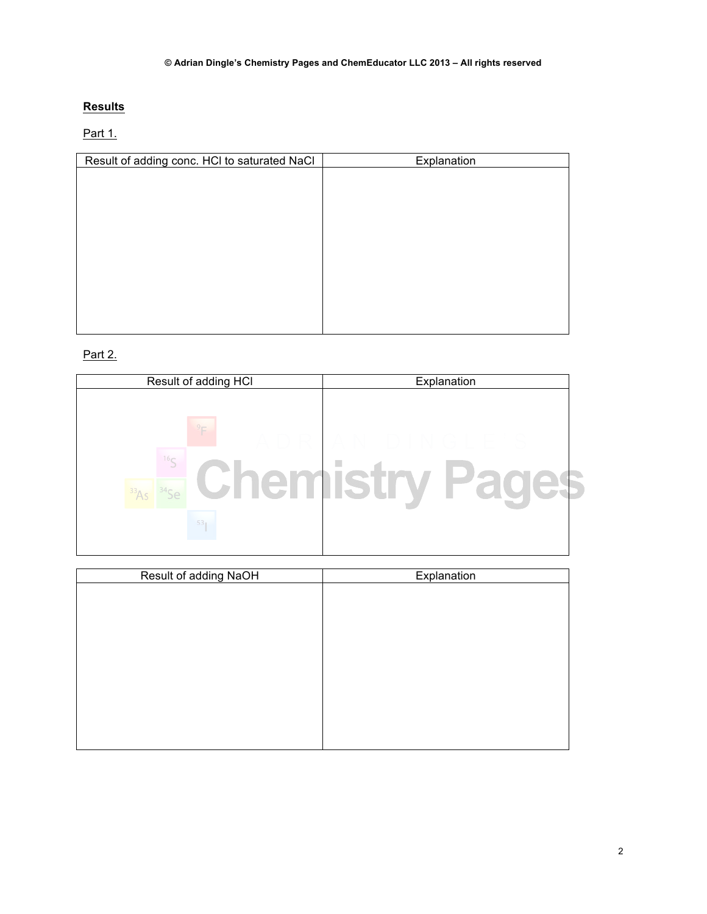**Results**

Part 1.

| Result of adding conc. HCl to saturated NaCl | Explanation |
| --- | --- |
| | |

Part 2.

| Result of adding HCl | Explanation |
| --- | --- |
| | |

| Result of adding NaOH | Explanation |
| --- | --- |
| | |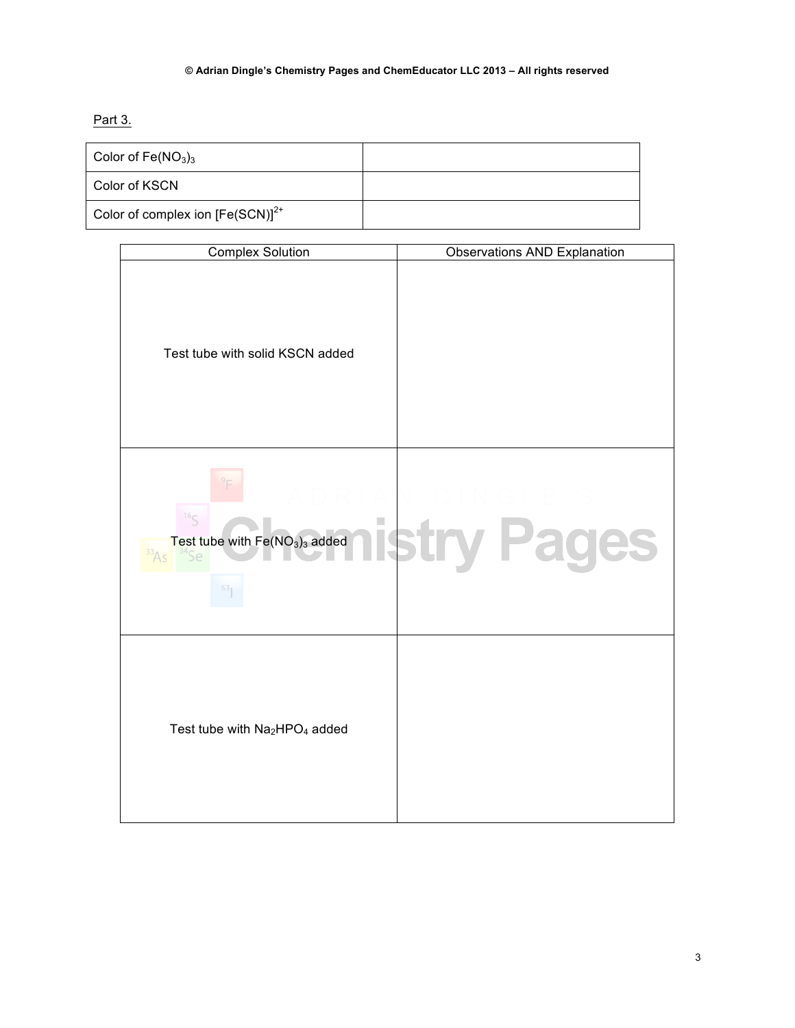Part 3.

| Color of $Fe(NO_3)_3$ | |
|---|---|
| Color of KSCN | |
| Color of complex ion $[Fe(SCN)]^{2+}$ | |

| Complex Solution | Observations AND Explanation |
|---|---|
| Test tube with solid KSCN added | |
| Test tube with $Fe(NO_3)_3$ added | |
| Test tube with $Na_2HPO_4$ added | |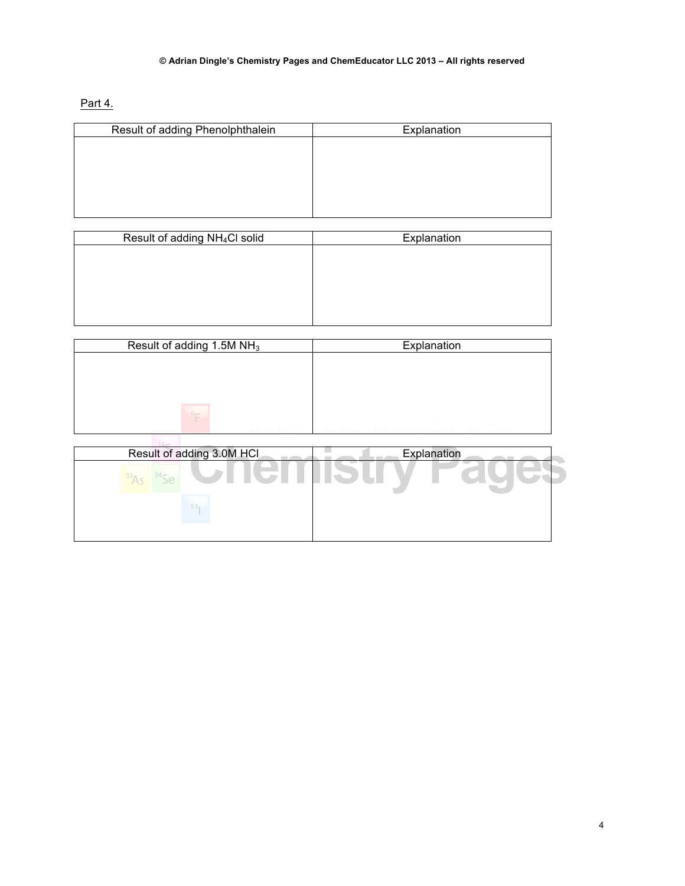Part 4.

| Result of adding Phenolphthalein | Explanation |
| --- | --- |
| | |

| Result of adding $NH_4Cl$ solid | Explanation |
| --- | --- |
| | |

| Result of adding 1.5M $NH_3$ | Explanation |
| --- | --- |
| | |

| Result of adding 3.0M HCl | Explanation |
| --- | --- |
| | |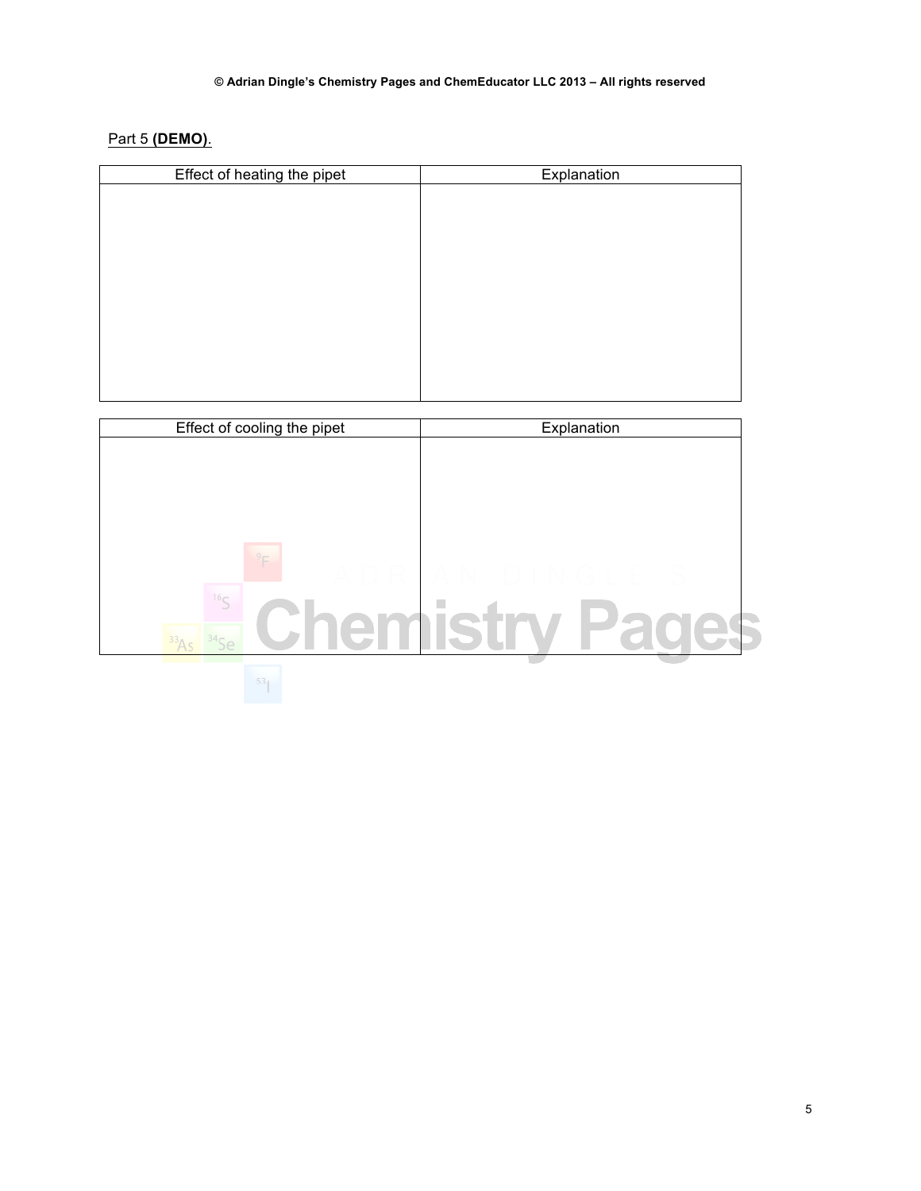Part 5 **(DEMO)**.

| Effect of heating the pipet | Explanation |
| --- | --- |
| | |

| Effect of cooling the pipet | Explanation |
| --- | --- |
| | |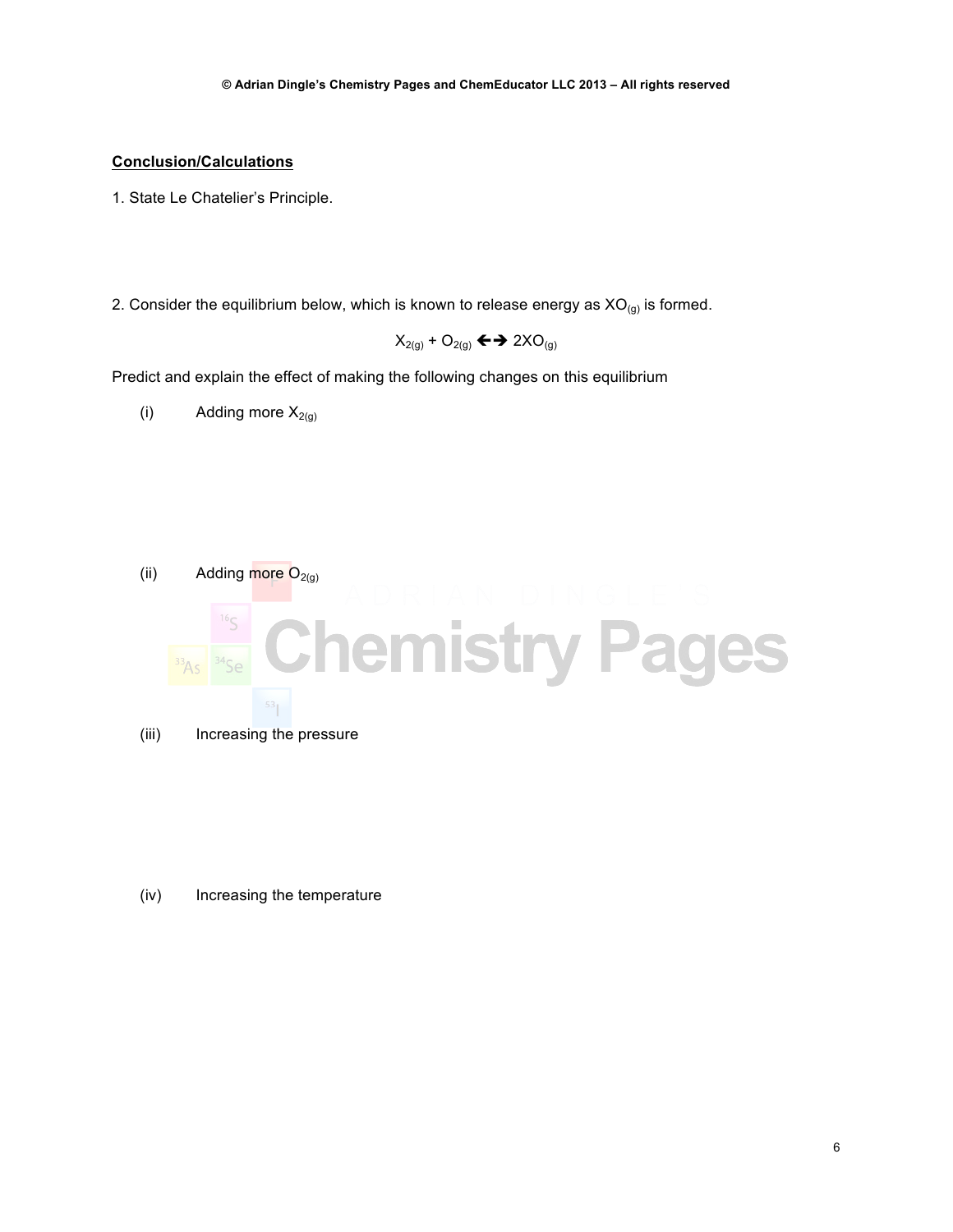**Conclusion/Calculations**

1. State Le Chatelier's Principle.

2. Consider the equilibrium below, which is known to release energy as $XO_{(g)}$ is formed.

$$X_{2(g)} + O_{2(g)} \leftrightarrow 2XO_{(g)}$$

Predict and explain the effect of making the following changes on this equilibrium

(i) Adding more $X_{2(g)}$

(ii) Adding more $O_{2(g)}$

(iii) Increasing the pressure

(iv) Increasing the temperature